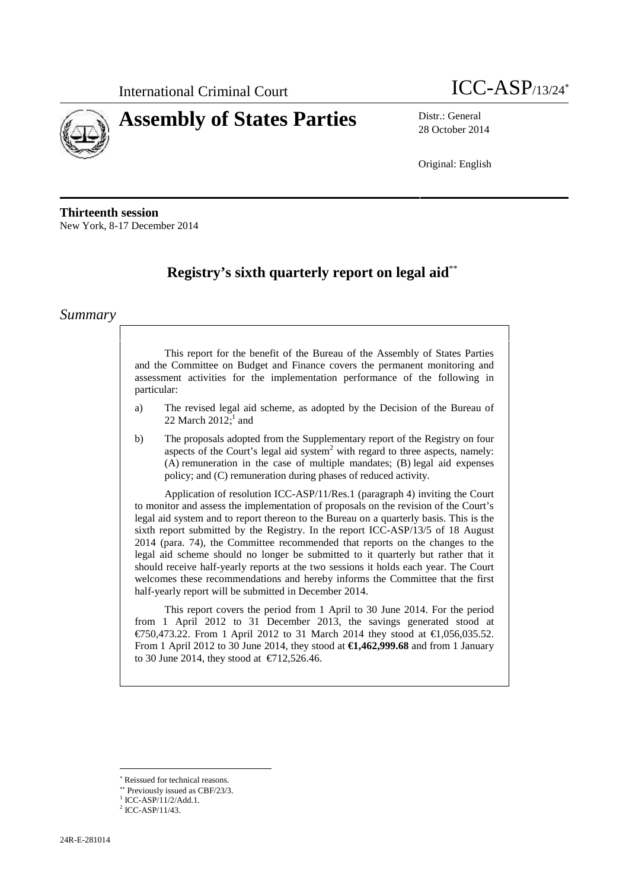International Criminal Court

# ICC-ASP/13/24[*]

# Assembly of States Parties

Distr.: General
28 October 2014

Original: English

**Thirteenth session**
New York, 8-17 December 2014

## Registry's sixth quarterly report on legal aid[**]

## *Summary*

This report for the benefit of the Bureau of the Assembly of States Parties and the Committee on Budget and Finance covers the permanent monitoring and assessment activities for the implementation performance of the following in particular:

a) The revised legal aid scheme, as adopted by the Decision of the Bureau of 22 March 2012;[1] and

b) The proposals adopted from the Supplementary report of the Registry on four aspects of the Court's legal aid system[2] with regard to three aspects, namely: (A) remuneration in the case of multiple mandates; (B) legal aid expenses policy; and (C) remuneration during phases of reduced activity.

Application of resolution ICC-ASP/11/Res.1 (paragraph 4) inviting the Court to monitor and assess the implementation of proposals on the revision of the Court's legal aid system and to report thereon to the Bureau on a quarterly basis. This is the sixth report submitted by the Registry. In the report ICC-ASP/13/5 of 18 August 2014 (para. 74), the Committee recommended that reports on the changes to the legal aid scheme should no longer be submitted to it quarterly but rather that it should receive half-yearly reports at the two sessions it holds each year. The Court welcomes these recommendations and hereby informs the Committee that the first half-yearly report will be submitted in December 2014.

This report covers the period from 1 April to 30 June 2014. For the period from 1 April 2012 to 31 December 2013, the savings generated stood at €750,473.22. From 1 April 2012 to 31 March 2014 they stood at €1,056,035.52. From 1 April 2012 to 30 June 2014, they stood at **€1,462,999.68** and from 1 January to 30 June 2014, they stood at €712,526.46.

---

[*] Reissued for technical reasons.
[**] Previously issued as CBF/23/3.
[1] ICC-ASP/11/2/Add.1.
[2] ICC-ASP/11/43.

24R-E-281014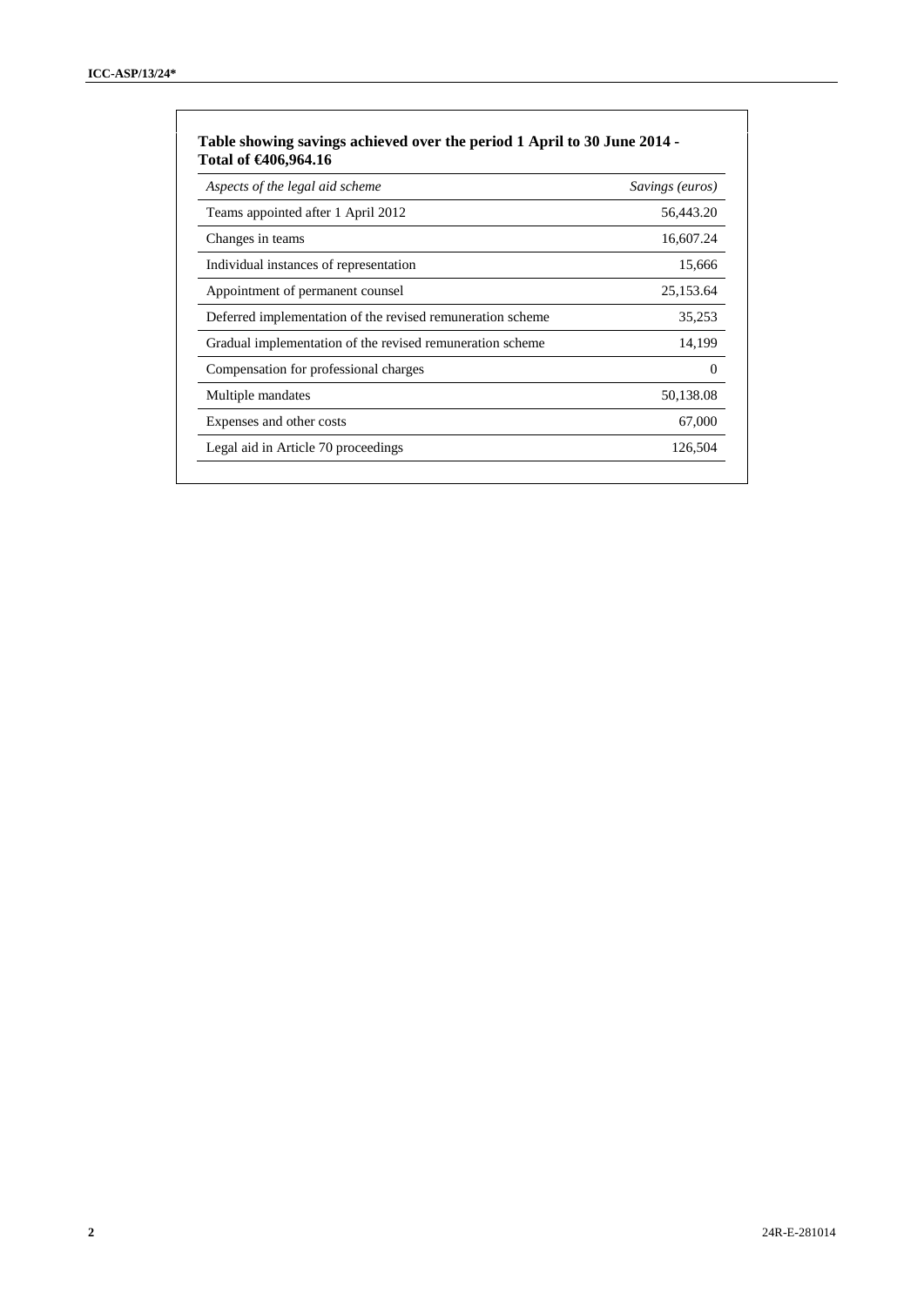**Table showing savings achieved over the period 1 April to 30 June 2014 - Total of €406,964.16**

| *Aspects of the legal aid scheme* | *Savings (euros)* |
|---|---|
| Teams appointed after 1 April 2012 | 56,443.20 |
| Changes in teams | 16,607.24 |
| Individual instances of representation | 15,666 |
| Appointment of permanent counsel | 25,153.64 |
| Deferred implementation of the revised remuneration scheme | 35,253 |
| Gradual implementation of the revised remuneration scheme | 14,199 |
| Compensation for professional charges | 0 |
| Multiple mandates | 50,138.08 |
| Expenses and other costs | 67,000 |
| Legal aid in Article 70 proceedings | 126,504 |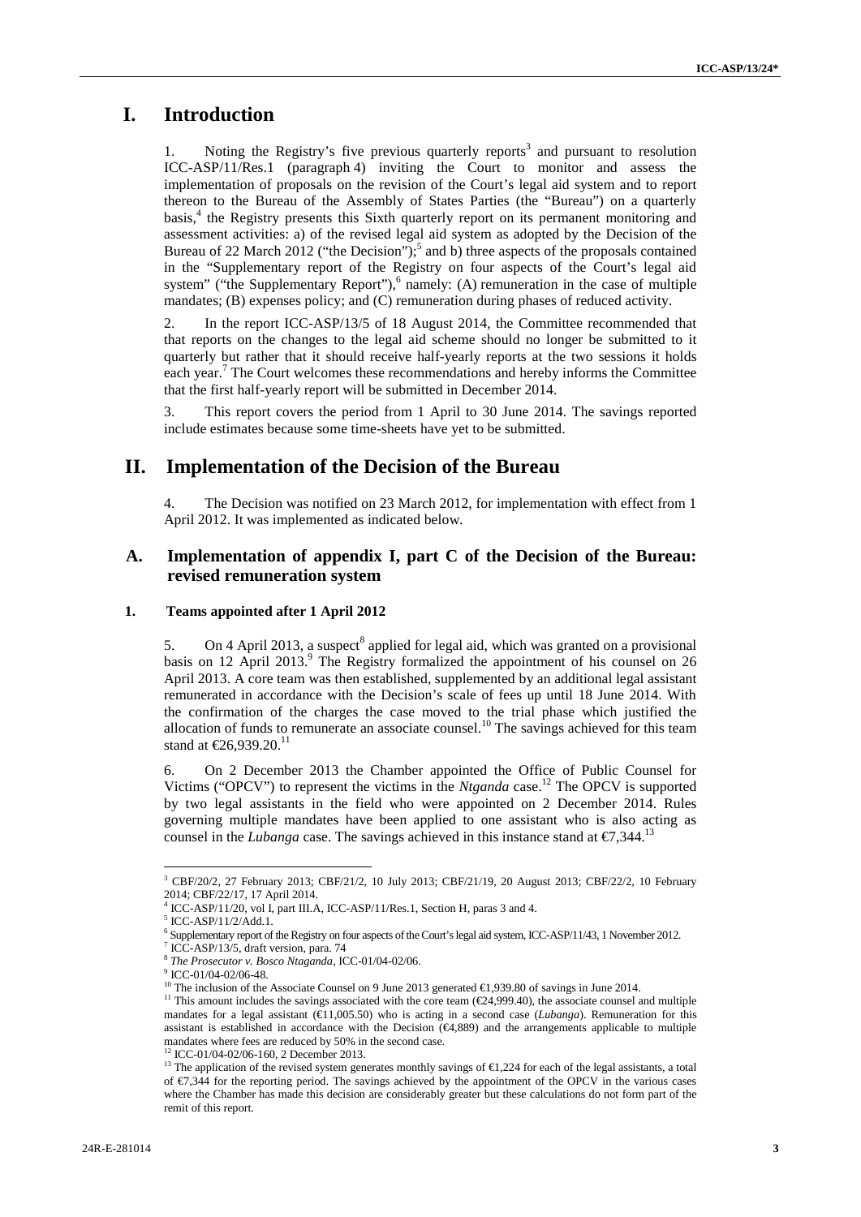# I. Introduction

1. Noting the Registry's five previous quarterly reports[3] and pursuant to resolution ICC-ASP/11/Res.1 (paragraph 4) inviting the Court to monitor and assess the implementation of proposals on the revision of the Court's legal aid system and to report thereon to the Bureau of the Assembly of States Parties (the "Bureau") on a quarterly basis,[4] the Registry presents this Sixth quarterly report on its permanent monitoring and assessment activities: a) of the revised legal aid system as adopted by the Decision of the Bureau of 22 March 2012 ("the Decision");[5] and b) three aspects of the proposals contained in the "Supplementary report of the Registry on four aspects of the Court's legal aid system" ("the Supplementary Report"),[6] namely: (A) remuneration in the case of multiple mandates; (B) expenses policy; and (C) remuneration during phases of reduced activity.

2. In the report ICC-ASP/13/5 of 18 August 2014, the Committee recommended that that reports on the changes to the legal aid scheme should no longer be submitted to it quarterly but rather that it should receive half-yearly reports at the two sessions it holds each year.[7] The Court welcomes these recommendations and hereby informs the Committee that the first half-yearly report will be submitted in December 2014.

3. This report covers the period from 1 April to 30 June 2014. The savings reported include estimates because some time-sheets have yet to be submitted.

# II. Implementation of the Decision of the Bureau

4. The Decision was notified on 23 March 2012, for implementation with effect from 1 April 2012. It was implemented as indicated below.

## A. Implementation of appendix I, part C of the Decision of the Bureau: revised remuneration system

### 1. Teams appointed after 1 April 2012

5. On 4 April 2013, a suspect[8] applied for legal aid, which was granted on a provisional basis on 12 April 2013.[9] The Registry formalized the appointment of his counsel on 26 April 2013. A core team was then established, supplemented by an additional legal assistant remunerated in accordance with the Decision's scale of fees up until 18 June 2014. With the confirmation of the charges the case moved to the trial phase which justified the allocation of funds to remunerate an associate counsel.[10] The savings achieved for this team stand at €26,939.20.[11]

6. On 2 December 2013 the Chamber appointed the Office of Public Counsel for Victims ("OPCV") to represent the victims in the *Ntganda* case.[12] The OPCV is supported by two legal assistants in the field who were appointed on 2 December 2014. Rules governing multiple mandates have been applied to one assistant who is also acting as counsel in the *Lubanga* case. The savings achieved in this instance stand at €7,344.[13]

---

[3] CBF/20/2, 27 February 2013; CBF/21/2, 10 July 2013; CBF/21/19, 20 August 2013; CBF/22/2, 10 February 2014; CBF/22/17, 17 April 2014.

[4] ICC-ASP/11/20, vol I, part III.A, ICC-ASP/11/Res.1, Section H, paras 3 and 4.

[5] ICC-ASP/11/2/Add.1.

[6] Supplementary report of the Registry on four aspects of the Court's legal aid system, ICC-ASP/11/43, 1 November 2012.

[7] ICC-ASP/13/5, draft version, para. 74

[8] *The Prosecutor v. Bosco Ntaganda*, ICC-01/04-02/06.

[9] ICC-01/04-02/06-48.

[10] The inclusion of the Associate Counsel on 9 June 2013 generated €1,939.80 of savings in June 2014.

[11] This amount includes the savings associated with the core team (€24,999.40), the associate counsel and multiple mandates for a legal assistant (€11,005.50) who is acting in a second case (*Lubanga*). Remuneration for this assistant is established in accordance with the Decision (€4,889) and the arrangements applicable to multiple mandates where fees are reduced by 50% in the second case.

[12] ICC-01/04-02/06-160, 2 December 2013.

[13] The application of the revised system generates monthly savings of €1,224 for each of the legal assistants, a total of €7,344 for the reporting period. The savings achieved by the appointment of the OPCV in the various cases where the Chamber has made this decision are considerably greater but these calculations do not form part of the remit of this report.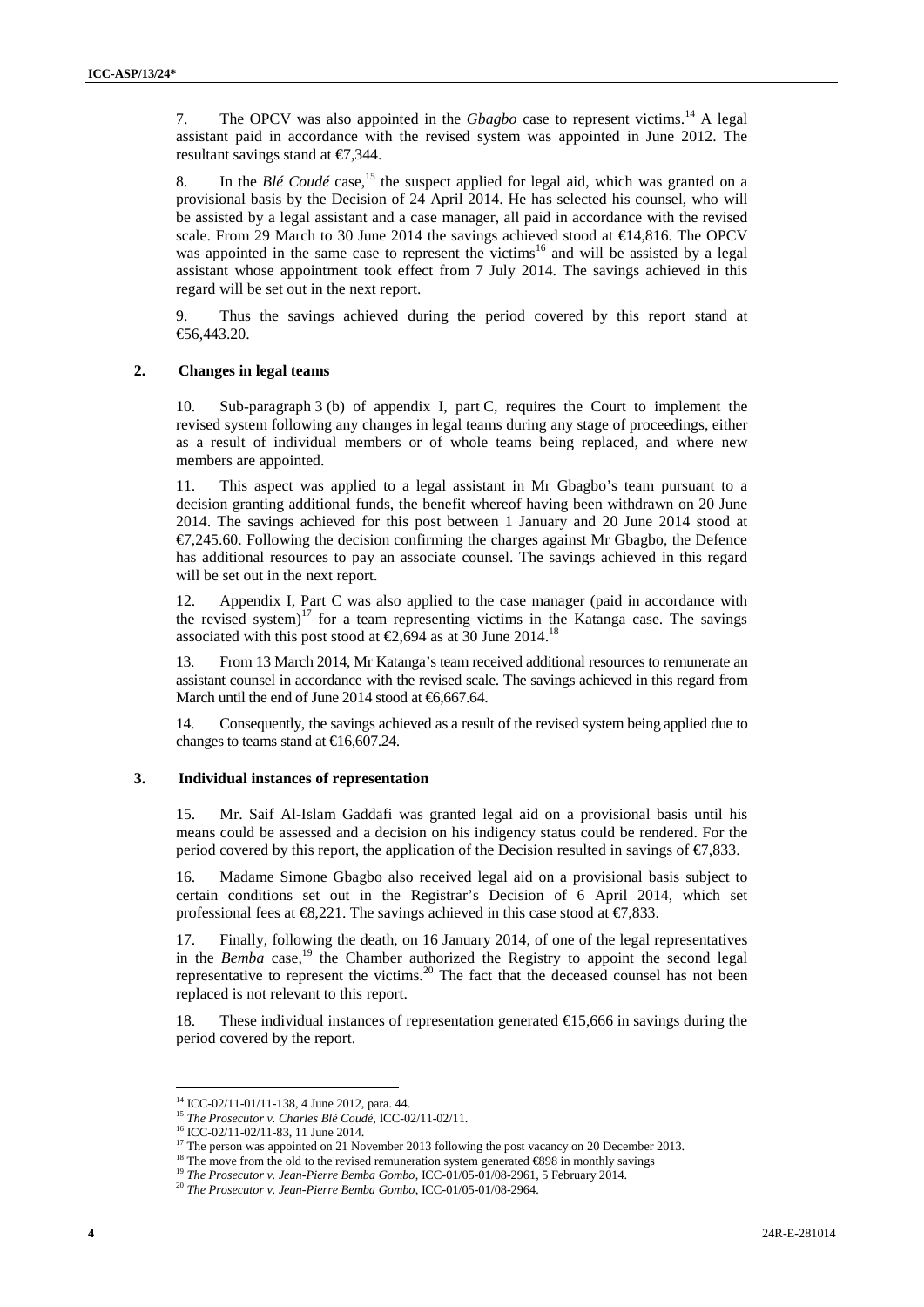7. The OPCV was also appointed in the *Gbagbo* case to represent victims.[14] A legal assistant paid in accordance with the revised system was appointed in June 2012. The resultant savings stand at €7,344.

8. In the *Blé Coudé* case,[15] the suspect applied for legal aid, which was granted on a provisional basis by the Decision of 24 April 2014. He has selected his counsel, who will be assisted by a legal assistant and a case manager, all paid in accordance with the revised scale. From 29 March to 30 June 2014 the savings achieved stood at €14,816. The OPCV was appointed in the same case to represent the victims[16] and will be assisted by a legal assistant whose appointment took effect from 7 July 2014. The savings achieved in this regard will be set out in the next report.

9. Thus the savings achieved during the period covered by this report stand at €56,443.20.

## 2. Changes in legal teams

10. Sub-paragraph 3 (b) of appendix I, part C, requires the Court to implement the revised system following any changes in legal teams during any stage of proceedings, either as a result of individual members or of whole teams being replaced, and where new members are appointed.

11. This aspect was applied to a legal assistant in Mr Gbagbo's team pursuant to a decision granting additional funds, the benefit whereof having been withdrawn on 20 June 2014. The savings achieved for this post between 1 January and 20 June 2014 stood at €7,245.60. Following the decision confirming the charges against Mr Gbagbo, the Defence has additional resources to pay an associate counsel. The savings achieved in this regard will be set out in the next report.

12. Appendix I, Part C was also applied to the case manager (paid in accordance with the revised system)[17] for a team representing victims in the Katanga case. The savings associated with this post stood at €2,694 as at 30 June 2014.[18]

13. From 13 March 2014, Mr Katanga's team received additional resources to remunerate an assistant counsel in accordance with the revised scale. The savings achieved in this regard from March until the end of June 2014 stood at €6,667.64.

14. Consequently, the savings achieved as a result of the revised system being applied due to changes to teams stand at €16,607.24.

## 3. Individual instances of representation

15. Mr. Saif Al-Islam Gaddafi was granted legal aid on a provisional basis until his means could be assessed and a decision on his indigency status could be rendered. For the period covered by this report, the application of the Decision resulted in savings of €7,833.

16. Madame Simone Gbagbo also received legal aid on a provisional basis subject to certain conditions set out in the Registrar's Decision of 6 April 2014, which set professional fees at €8,221. The savings achieved in this case stood at €7,833.

17. Finally, following the death, on 16 January 2014, of one of the legal representatives in the *Bemba* case,[19] the Chamber authorized the Registry to appoint the second legal representative to represent the victims.[20] The fact that the deceased counsel has not been replaced is not relevant to this report.

18. These individual instances of representation generated €15,666 in savings during the period covered by the report.

---

[14] ICC-02/11-01/11-138, 4 June 2012, para. 44.

[15] *The Prosecutor v. Charles Blé Coudé*, ICC-02/11-02/11.

[16] ICC-02/11-02/11-83, 11 June 2014.

[17] The person was appointed on 21 November 2013 following the post vacancy on 20 December 2013.

[18] The move from the old to the revised remuneration system generated €898 in monthly savings

[19] *The Prosecutor v. Jean-Pierre Bemba Gombo*, ICC-01/05-01/08-2961, 5 February 2014.

[20] *The Prosecutor v. Jean-Pierre Bemba Gombo*, ICC-01/05-01/08-2964.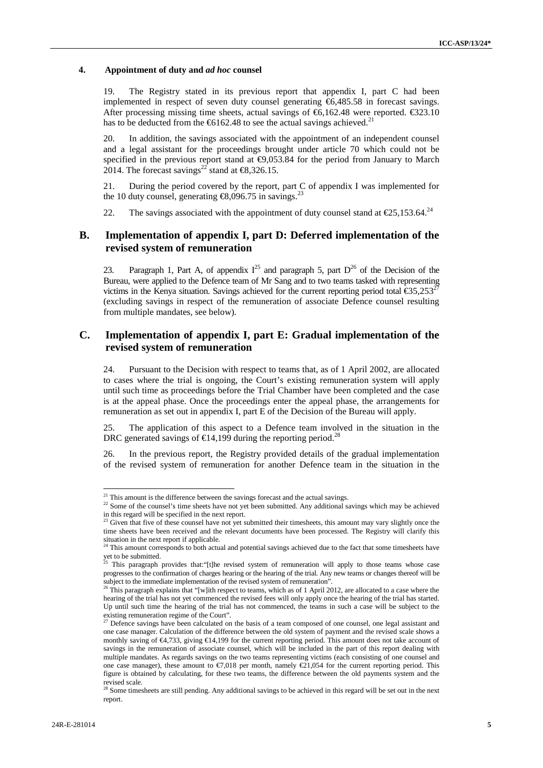#### 4. Appointment of duty and *ad hoc* counsel

19. The Registry stated in its previous report that appendix I, part C had been implemented in respect of seven duty counsel generating €6,485.58 in forecast savings. After processing missing time sheets, actual savings of €6,162.48 were reported. €323.10 has to be deducted from the €6162.48 to see the actual savings achieved.[21]

20. In addition, the savings associated with the appointment of an independent counsel and a legal assistant for the proceedings brought under article 70 which could not be specified in the previous report stand at €9,053.84 for the period from January to March 2014. The forecast savings[22] stand at €8,326.15.

21. During the period covered by the report, part C of appendix I was implemented for the 10 duty counsel, generating €8,096.75 in savings.[23]

22. The savings associated with the appointment of duty counsel stand at €25,153.64.[24]

## B. Implementation of appendix I, part D: Deferred implementation of the revised system of remuneration

23. Paragraph 1, Part A, of appendix I[25] and paragraph 5, part D[26] of the Decision of the Bureau, were applied to the Defence team of Mr Sang and to two teams tasked with representing victims in the Kenya situation. Savings achieved for the current reporting period total €35,253[27] (excluding savings in respect of the remuneration of associate Defence counsel resulting from multiple mandates, see below).

## C. Implementation of appendix I, part E: Gradual implementation of the revised system of remuneration

24. Pursuant to the Decision with respect to teams that, as of 1 April 2002, are allocated to cases where the trial is ongoing, the Court's existing remuneration system will apply until such time as proceedings before the Trial Chamber have been completed and the case is at the appeal phase. Once the proceedings enter the appeal phase, the arrangements for remuneration as set out in appendix I, part E of the Decision of the Bureau will apply.

25. The application of this aspect to a Defence team involved in the situation in the DRC generated savings of €14,199 during the reporting period.[28]

26. In the previous report, the Registry provided details of the gradual implementation of the revised system of remuneration for another Defence team in the situation in the

---

[21] This amount is the difference between the savings forecast and the actual savings.

[22] Some of the counsel's time sheets have not yet been submitted. Any additional savings which may be achieved in this regard will be specified in the next report.

[23] Given that five of these counsel have not yet submitted their timesheets, this amount may vary slightly once the time sheets have been received and the relevant documents have been processed. The Registry will clarify this situation in the next report if applicable.

[24] This amount corresponds to both actual and potential savings achieved due to the fact that some timesheets have yet to be submitted.

[25] This paragraph provides that:"[t]he revised system of remuneration will apply to those teams whose case progresses to the confirmation of charges hearing or the hearing of the trial. Any new teams or changes thereof will be subject to the immediate implementation of the revised system of remuneration".

[26] This paragraph explains that "[w]ith respect to teams, which as of 1 April 2012, are allocated to a case where the hearing of the trial has not yet commenced the revised fees will only apply once the hearing of the trial has started. Up until such time the hearing of the trial has not commenced, the teams in such a case will be subject to the existing remuneration regime of the Court".

[27] Defence savings have been calculated on the basis of a team composed of one counsel, one legal assistant and one case manager. Calculation of the difference between the old system of payment and the revised scale shows a monthly saving of €4,733, giving €14,199 for the current reporting period. This amount does not take account of savings in the remuneration of associate counsel, which will be included in the part of this report dealing with multiple mandates. As regards savings on the two teams representing victims (each consisting of one counsel and one case manager), these amount to €7,018 per month, namely €21,054 for the current reporting period. This figure is obtained by calculating, for these two teams, the difference between the old payments system and the revised scale.

[28] Some timesheets are still pending. Any additional savings to be achieved in this regard will be set out in the next report.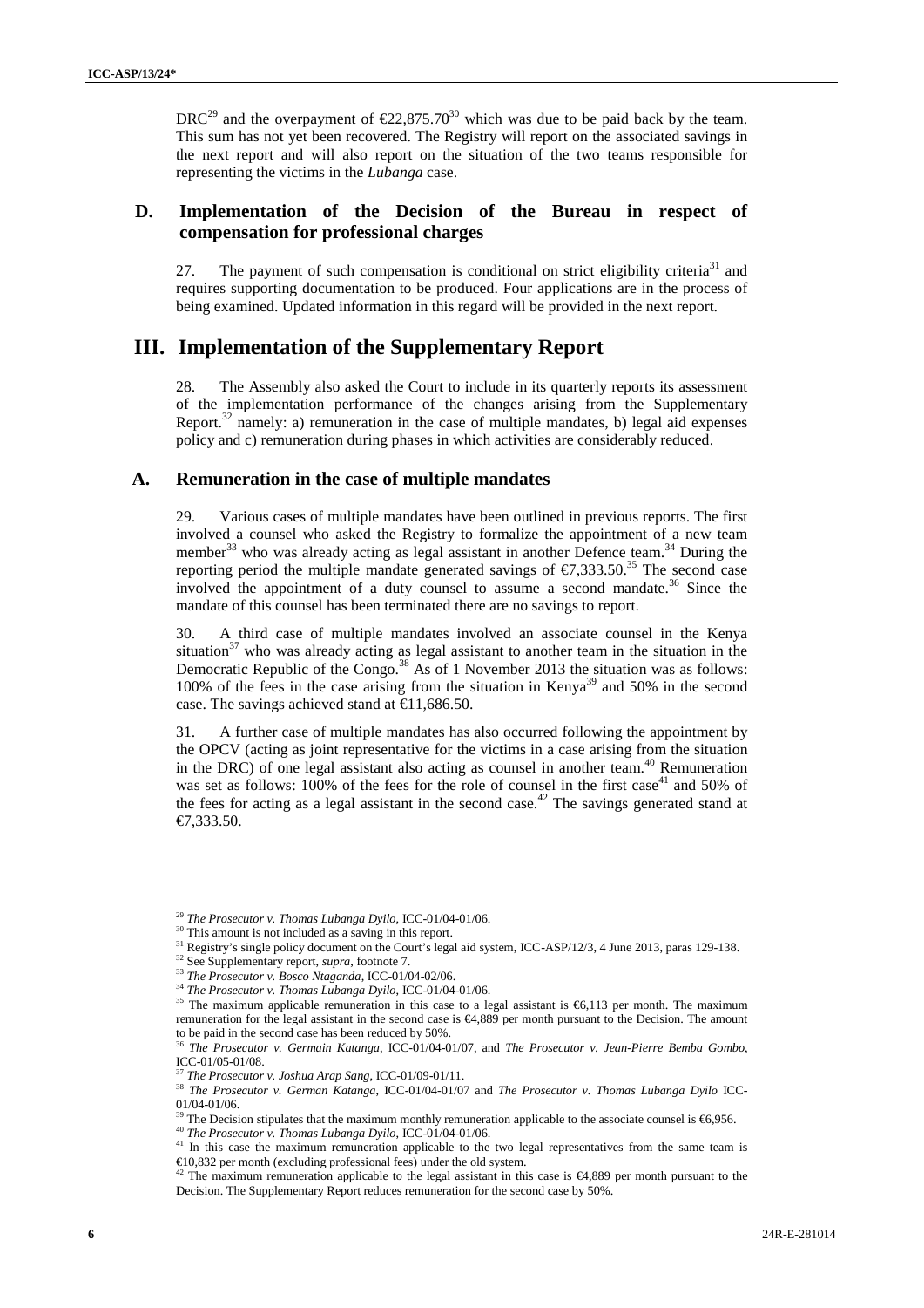DRC[29] and the overpayment of €22,875.70[30] which was due to be paid back by the team. This sum has not yet been recovered. The Registry will report on the associated savings in the next report and will also report on the situation of the two teams responsible for representing the victims in the *Lubanga* case.

### D. Implementation of the Decision of the Bureau in respect of compensation for professional charges

27. The payment of such compensation is conditional on strict eligibility criteria[31] and requires supporting documentation to be produced. Four applications are in the process of being examined. Updated information in this regard will be provided in the next report.

## III. Implementation of the Supplementary Report

28. The Assembly also asked the Court to include in its quarterly reports its assessment of the implementation performance of the changes arising from the Supplementary Report,[32] namely: a) remuneration in the case of multiple mandates, b) legal aid expenses policy and c) remuneration during phases in which activities are considerably reduced.

### A. Remuneration in the case of multiple mandates

29. Various cases of multiple mandates have been outlined in previous reports. The first involved a counsel who asked the Registry to formalize the appointment of a new team member[33] who was already acting as legal assistant in another Defence team.[34] During the reporting period the multiple mandate generated savings of €7,333.50.[35] The second case involved the appointment of a duty counsel to assume a second mandate.[36] Since the mandate of this counsel has been terminated there are no savings to report.

30. A third case of multiple mandates involved an associate counsel in the Kenya situation[37] who was already acting as legal assistant to another team in the situation in the Democratic Republic of the Congo.[38] As of 1 November 2013 the situation was as follows: 100% of the fees in the case arising from the situation in Kenya[39] and 50% in the second case. The savings achieved stand at €11,686.50.

31. A further case of multiple mandates has also occurred following the appointment by the OPCV (acting as joint representative for the victims in a case arising from the situation in the DRC) of one legal assistant also acting as counsel in another team.[40] Remuneration was set as follows: 100% of the fees for the role of counsel in the first case[41] and 50% of the fees for acting as a legal assistant in the second case.[42] The savings generated stand at €7,333.50.

---

[29] *The Prosecutor v. Thomas Lubanga Dyilo*, ICC-01/04-01/06.

[30] This amount is not included as a saving in this report.

[31] Registry's single policy document on the Court's legal aid system, ICC-ASP/12/3, 4 June 2013, paras 129-138.

[32] See Supplementary report, *supra*, footnote 7.

[33] *The Prosecutor v. Bosco Ntaganda*, ICC-01/04-02/06.

[34] *The Prosecutor v. Thomas Lubanga Dyilo*, ICC-01/04-01/06.

[35] The maximum applicable remuneration in this case to a legal assistant is €6,113 per month. The maximum remuneration for the legal assistant in the second case is €4,889 per month pursuant to the Decision. The amount to be paid in the second case has been reduced by 50%.

[36] *The Prosecutor v. Germain Katanga*, ICC-01/04-01/07, and *The Prosecutor v. Jean-Pierre Bemba Gombo*, ICC-01/05-01/08.

[37] *The Prosecutor v. Joshua Arap Sang*, ICC-01/09-01/11.

[38] *The Prosecutor v. German Katanga*, ICC-01/04-01/07 and *The Prosecutor v. Thomas Lubanga Dyilo* ICC-01/04-01/06.

[39] The Decision stipulates that the maximum monthly remuneration applicable to the associate counsel is €6,956.

[40] *The Prosecutor v. Thomas Lubanga Dyilo*, ICC-01/04-01/06.

[41] In this case the maximum remuneration applicable to the two legal representatives from the same team is €10,832 per month (excluding professional fees) under the old system.

[42] The maximum remuneration applicable to the legal assistant in this case is €4,889 per month pursuant to the Decision. The Supplementary Report reduces remuneration for the second case by 50%.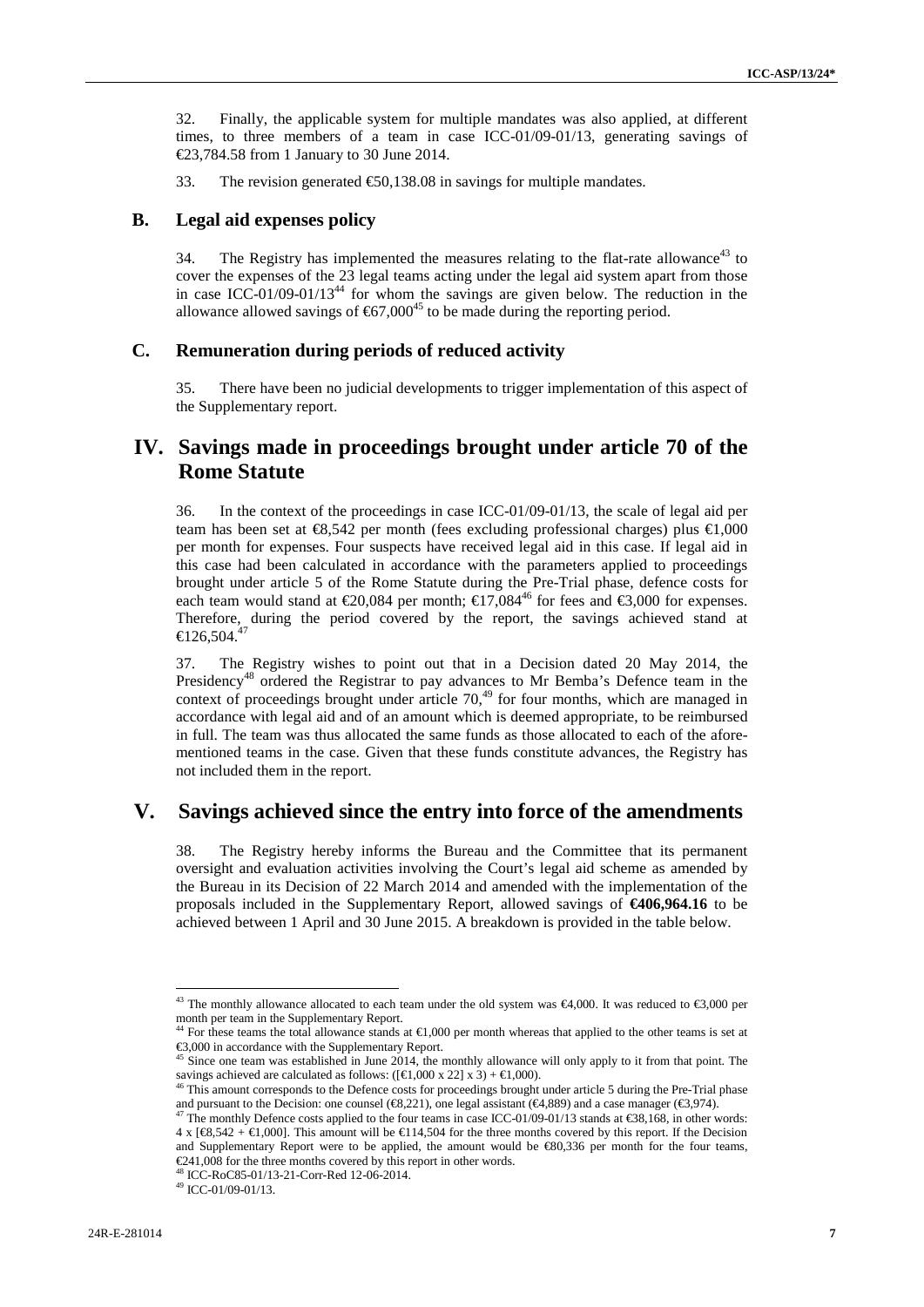32. Finally, the applicable system for multiple mandates was also applied, at different times, to three members of a team in case ICC-01/09-01/13, generating savings of €23,784.58 from 1 January to 30 June 2014.

33. The revision generated €50,138.08 in savings for multiple mandates.

## B. Legal aid expenses policy

34. The Registry has implemented the measures relating to the flat-rate allowance[43] to cover the expenses of the 23 legal teams acting under the legal aid system apart from those in case ICC-01/09-01/13[44] for whom the savings are given below. The reduction in the allowance allowed savings of €67,000[45] to be made during the reporting period.

## C. Remuneration during periods of reduced activity

35. There have been no judicial developments to trigger implementation of this aspect of the Supplementary report.

# IV. Savings made in proceedings brought under article 70 of the Rome Statute

36. In the context of the proceedings in case ICC-01/09-01/13, the scale of legal aid per team has been set at €8,542 per month (fees excluding professional charges) plus €1,000 per month for expenses. Four suspects have received legal aid in this case. If legal aid in this case had been calculated in accordance with the parameters applied to proceedings brought under article 5 of the Rome Statute during the Pre-Trial phase, defence costs for each team would stand at €20,084 per month; €17,084[46] for fees and €3,000 for expenses. Therefore, during the period covered by the report, the savings achieved stand at €126,504.[47]

37. The Registry wishes to point out that in a Decision dated 20 May 2014, the Presidency[48] ordered the Registrar to pay advances to Mr Bemba's Defence team in the context of proceedings brought under article 70,[49] for four months, which are managed in accordance with legal aid and of an amount which is deemed appropriate, to be reimbursed in full. The team was thus allocated the same funds as those allocated to each of the afore-mentioned teams in the case. Given that these funds constitute advances, the Registry has not included them in the report.

# V. Savings achieved since the entry into force of the amendments

38. The Registry hereby informs the Bureau and the Committee that its permanent oversight and evaluation activities involving the Court's legal aid scheme as amended by the Bureau in its Decision of 22 March 2014 and amended with the implementation of the proposals included in the Supplementary Report, allowed savings of **€406,964.16** to be achieved between 1 April and 30 June 2015. A breakdown is provided in the table below.

---

[43] The monthly allowance allocated to each team under the old system was €4,000. It was reduced to €3,000 per month per team in the Supplementary Report.

[44] For these teams the total allowance stands at €1,000 per month whereas that applied to the other teams is set at €3,000 in accordance with the Supplementary Report.

[45] Since one team was established in June 2014, the monthly allowance will only apply to it from that point. The savings achieved are calculated as follows: ([€1,000 x 22] x 3) + €1,000).

[46] This amount corresponds to the Defence costs for proceedings brought under article 5 during the Pre-Trial phase and pursuant to the Decision: one counsel (€8,221), one legal assistant (€4,889) and a case manager (€3,974).

[47] The monthly Defence costs applied to the four teams in case ICC-01/09-01/13 stands at €38,168, in other words: 4 x [€8,542 + €1,000]. This amount will be €114,504 for the three months covered by this report. If the Decision and Supplementary Report were to be applied, the amount would be €80,336 per month for the four teams, €241,008 for the three months covered by this report in other words.

[48] ICC-RoC85-01/13-21-Corr-Red 12-06-2014.

[49] ICC-01/09-01/13.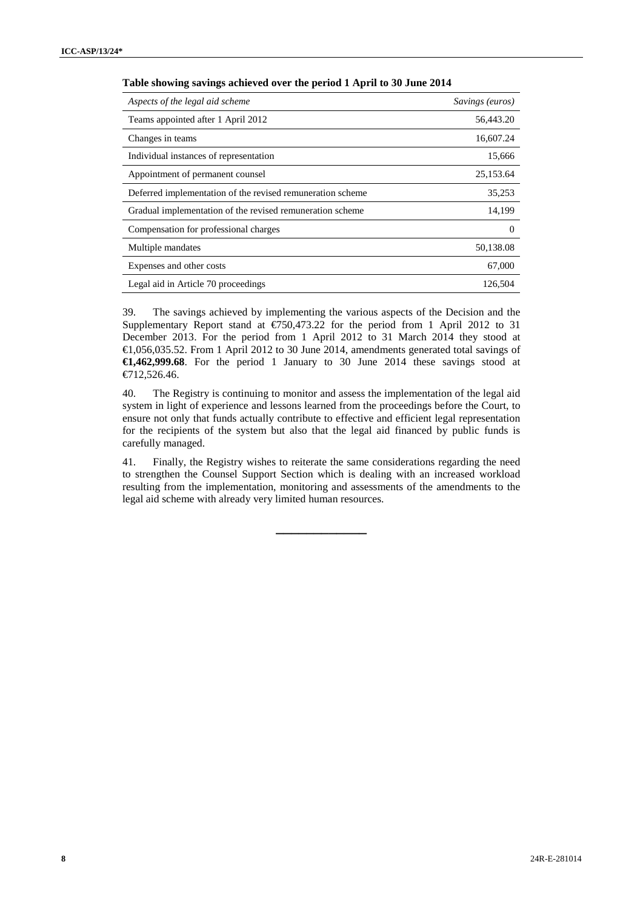**Table showing savings achieved over the period 1 April to 30 June 2014**

| *Aspects of the legal aid scheme* | *Savings (euros)* |
| --- | --- |
| Teams appointed after 1 April 2012 | 56,443.20 |
| Changes in teams | 16,607.24 |
| Individual instances of representation | 15,666 |
| Appointment of permanent counsel | 25,153.64 |
| Deferred implementation of the revised remuneration scheme | 35,253 |
| Gradual implementation of the revised remuneration scheme | 14,199 |
| Compensation for professional charges | 0 |
| Multiple mandates | 50,138.08 |
| Expenses and other costs | 67,000 |
| Legal aid in Article 70 proceedings | 126,504 |

39. The savings achieved by implementing the various aspects of the Decision and the Supplementary Report stand at €750,473.22 for the period from 1 April 2012 to 31 December 2013. For the period from 1 April 2012 to 31 March 2014 they stood at €1,056,035.52. From 1 April 2012 to 30 June 2014, amendments generated total savings of **€1,462,999.68**. For the period 1 January to 30 June 2014 these savings stood at €712,526.46.

40. The Registry is continuing to monitor and assess the implementation of the legal aid system in light of experience and lessons learned from the proceedings before the Court, to ensure not only that funds actually contribute to effective and efficient legal representation for the recipients of the system but also that the legal aid financed by public funds is carefully managed.

41. Finally, the Registry wishes to reiterate the same considerations regarding the need to strengthen the Counsel Support Section which is dealing with an increased workload resulting from the implementation, monitoring and assessments of the amendments to the legal aid scheme with already very limited human resources.

———————